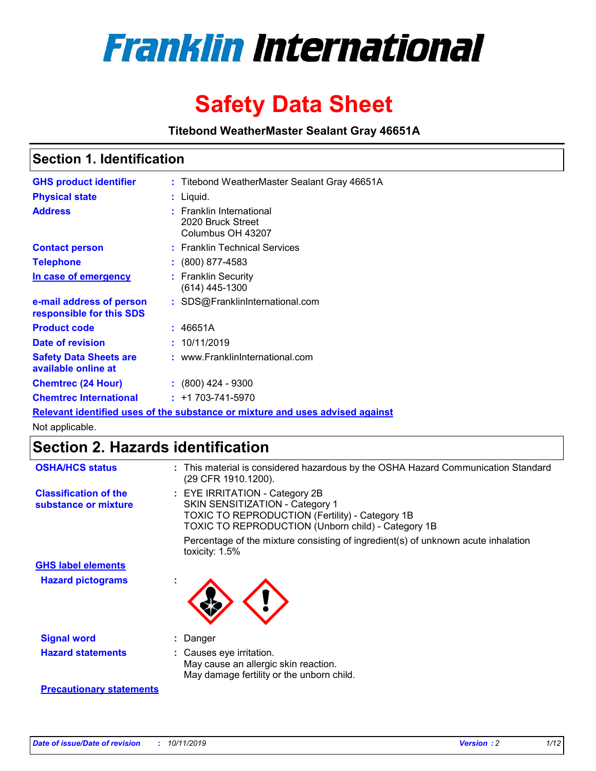# Franklin International

# Safety Data Sheet

**Titebond WeatherMaster Sealant Gray 46651A**

## Section 1. Identification

| | | |
|---|---|---|
| **GHS product identifier** | : | Titebond WeatherMaster Sealant Gray 46651A |
| **Physical state** | : | Liquid. |
| **Address** | : | Franklin International<br>2020 Bruck Street<br>Columbus OH 43207 |
| **Contact person** | : | Franklin Technical Services |
| **Telephone** | : | (800) 877-4583 |
| **In case of emergency** | : | Franklin Security<br>(614) 445-1300 |
| **e-mail address of person responsible for this SDS** | : | SDS@FranklinInternational.com |
| **Product code** | : | 46651A |
| **Date of revision** | : | 10/11/2019 |
| **Safety Data Sheets are available online at** | : | www.FranklinInternational.com |
| **Chemtrec (24 Hour)** | : | (800) 424 - 9300 |
| **Chemtrec International** | : | +1 703-741-5970 |

**Relevant identified uses of the substance or mixture and uses advised against**

Not applicable.

## Section 2. Hazards identification

| | | |
|---|---|---|
| **OSHA/HCS status** | : | This material is considered hazardous by the OSHA Hazard Communication Standard (29 CFR 1910.1200). |
| **Classification of the substance or mixture** | : | EYE IRRITATION - Category 2B<br>SKIN SENSITIZATION - Category 1<br>TOXIC TO REPRODUCTION (Fertility) - Category 1B<br>TOXIC TO REPRODUCTION (Unborn child) - Category 1B<br><br>Percentage of the mixture consisting of ingredient(s) of unknown acute inhalation toxicity: 1.5% |

**GHS label elements**

| | | |
|---|---|---|
| **Hazard pictograms** | : | |
| **Signal word** | : | Danger |
| **Hazard statements** | : | Causes eye irritation.<br>May cause an allergic skin reaction.<br>May damage fertility or the unborn child. |

**Precautionary statements**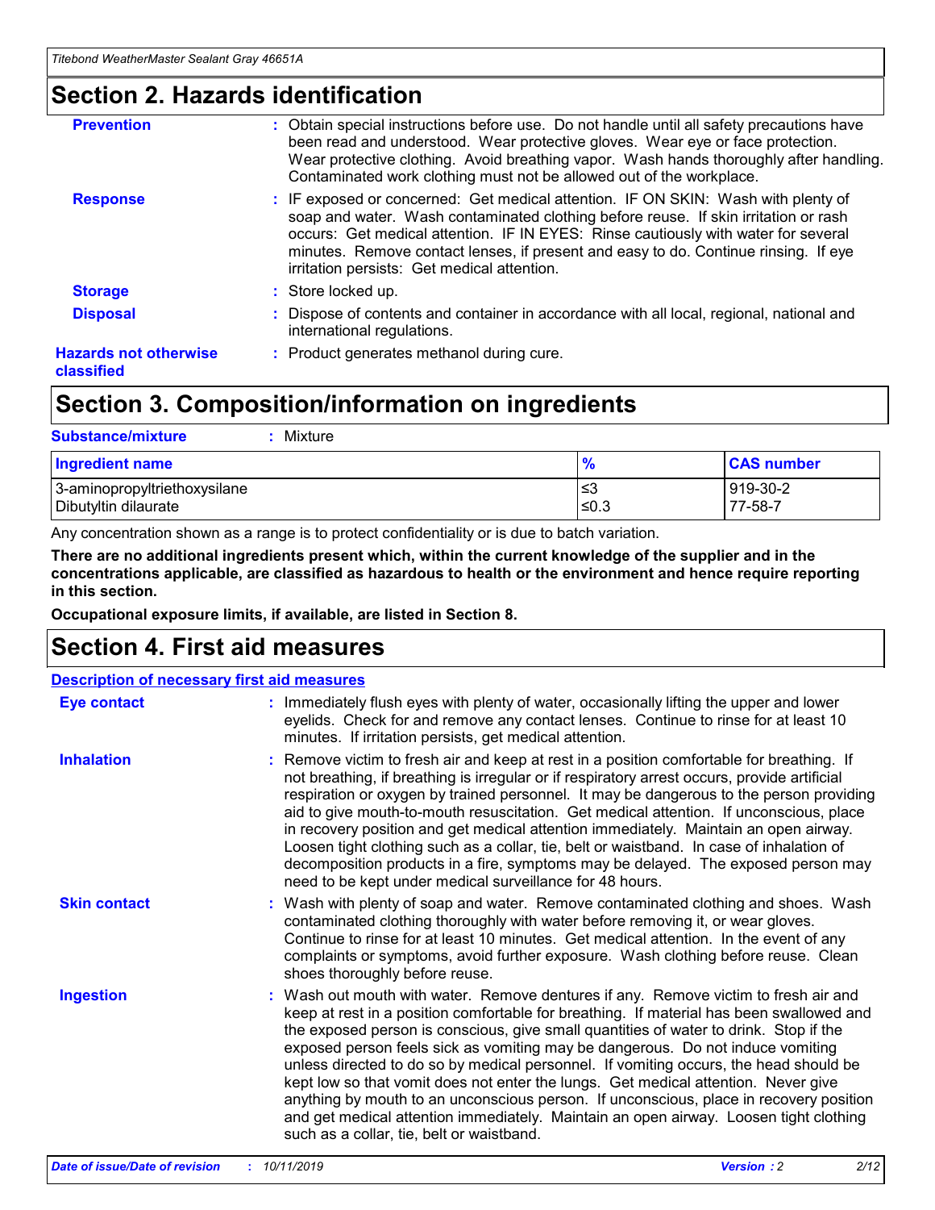## Section 2. Hazards identification

**Prevention** : Obtain special instructions before use. Do not handle until all safety precautions have been read and understood. Wear protective gloves. Wear eye or face protection. Wear protective clothing. Avoid breathing vapor. Wash hands thoroughly after handling. Contaminated work clothing must not be allowed out of the workplace.

**Response** : IF exposed or concerned: Get medical attention. IF ON SKIN: Wash with plenty of soap and water. Wash contaminated clothing before reuse. If skin irritation or rash occurs: Get medical attention. IF IN EYES: Rinse cautiously with water for several minutes. Remove contact lenses, if present and easy to do. Continue rinsing. If eye irritation persists: Get medical attention.

**Storage** : Store locked up.

**Disposal** : Dispose of contents and container in accordance with all local, regional, national and international regulations.

**Hazards not otherwise classified** : Product generates methanol during cure.

## Section 3. Composition/information on ingredients

**Substance/mixture** : Mixture

| Ingredient name | % | CAS number |
| --- | --- | --- |
| 3-aminopropyltriethoxysilane | ≤3 | 919-30-2 |
| Dibutyltin dilaurate | ≤0.3 | 77-58-7 |

Any concentration shown as a range is to protect confidentiality or is due to batch variation.

**There are no additional ingredients present which, within the current knowledge of the supplier and in the concentrations applicable, are classified as hazardous to health or the environment and hence require reporting in this section.**

**Occupational exposure limits, if available, are listed in Section 8.**

## Section 4. First aid measures

### Description of necessary first aid measures

**Eye contact** : Immediately flush eyes with plenty of water, occasionally lifting the upper and lower eyelids. Check for and remove any contact lenses. Continue to rinse for at least 10 minutes. If irritation persists, get medical attention.

**Inhalation** : Remove victim to fresh air and keep at rest in a position comfortable for breathing. If not breathing, if breathing is irregular or if respiratory arrest occurs, provide artificial respiration or oxygen by trained personnel. It may be dangerous to the person providing aid to give mouth-to-mouth resuscitation. Get medical attention. If unconscious, place in recovery position and get medical attention immediately. Maintain an open airway. Loosen tight clothing such as a collar, tie, belt or waistband. In case of inhalation of decomposition products in a fire, symptoms may be delayed. The exposed person may need to be kept under medical surveillance for 48 hours.

**Skin contact** : Wash with plenty of soap and water. Remove contaminated clothing and shoes. Wash contaminated clothing thoroughly with water before removing it, or wear gloves. Continue to rinse for at least 10 minutes. Get medical attention. In the event of any complaints or symptoms, avoid further exposure. Wash clothing before reuse. Clean shoes thoroughly before reuse.

**Ingestion** : Wash out mouth with water. Remove dentures if any. Remove victim to fresh air and keep at rest in a position comfortable for breathing. If material has been swallowed and the exposed person is conscious, give small quantities of water to drink. Stop if the exposed person feels sick as vomiting may be dangerous. Do not induce vomiting unless directed to do so by medical personnel. If vomiting occurs, the head should be kept low so that vomit does not enter the lungs. Get medical attention. Never give anything by mouth to an unconscious person. If unconscious, place in recovery position and get medical attention immediately. Maintain an open airway. Loosen tight clothing such as a collar, tie, belt or waistband.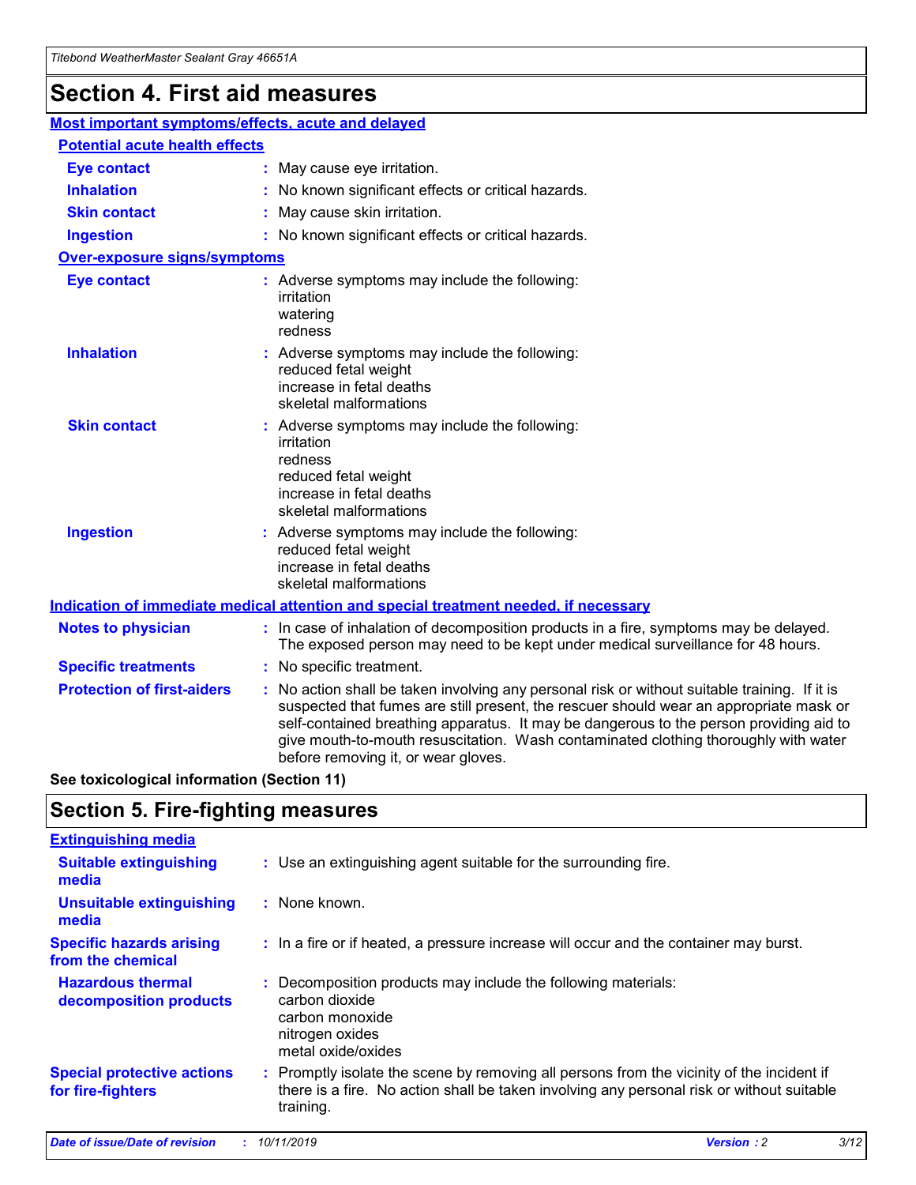# Section 4. First aid measures

## Most important symptoms/effects, acute and delayed

### Potential acute health effects

**Eye contact** : May cause eye irritation.

**Inhalation** : No known significant effects or critical hazards.

**Skin contact** : May cause skin irritation.

**Ingestion** : No known significant effects or critical hazards.

### Over-exposure signs/symptoms

**Eye contact** : Adverse symptoms may include the following:
irritation
watering
redness

**Inhalation** : Adverse symptoms may include the following:
reduced fetal weight
increase in fetal deaths
skeletal malformations

**Skin contact** : Adverse symptoms may include the following:
irritation
redness
reduced fetal weight
increase in fetal deaths
skeletal malformations

**Ingestion** : Adverse symptoms may include the following:
reduced fetal weight
increase in fetal deaths
skeletal malformations

## Indication of immediate medical attention and special treatment needed, if necessary

**Notes to physician** : In case of inhalation of decomposition products in a fire, symptoms may be delayed. The exposed person may need to be kept under medical surveillance for 48 hours.

**Specific treatments** : No specific treatment.

**Protection of first-aiders** : No action shall be taken involving any personal risk or without suitable training. If it is suspected that fumes are still present, the rescuer should wear an appropriate mask or self-contained breathing apparatus. It may be dangerous to the person providing aid to give mouth-to-mouth resuscitation. Wash contaminated clothing thoroughly with water before removing it, or wear gloves.

**See toxicological information (Section 11)**

# Section 5. Fire-fighting measures

## Extinguishing media

**Suitable extinguishing media** : Use an extinguishing agent suitable for the surrounding fire.

**Unsuitable extinguishing media** : None known.

**Specific hazards arising from the chemical** : In a fire or if heated, a pressure increase will occur and the container may burst.

**Hazardous thermal decomposition products** : Decomposition products may include the following materials:
carbon dioxide
carbon monoxide
nitrogen oxides
metal oxide/oxides

**Special protective actions for fire-fighters** : Promptly isolate the scene by removing all persons from the vicinity of the incident if there is a fire. No action shall be taken involving any personal risk or without suitable training.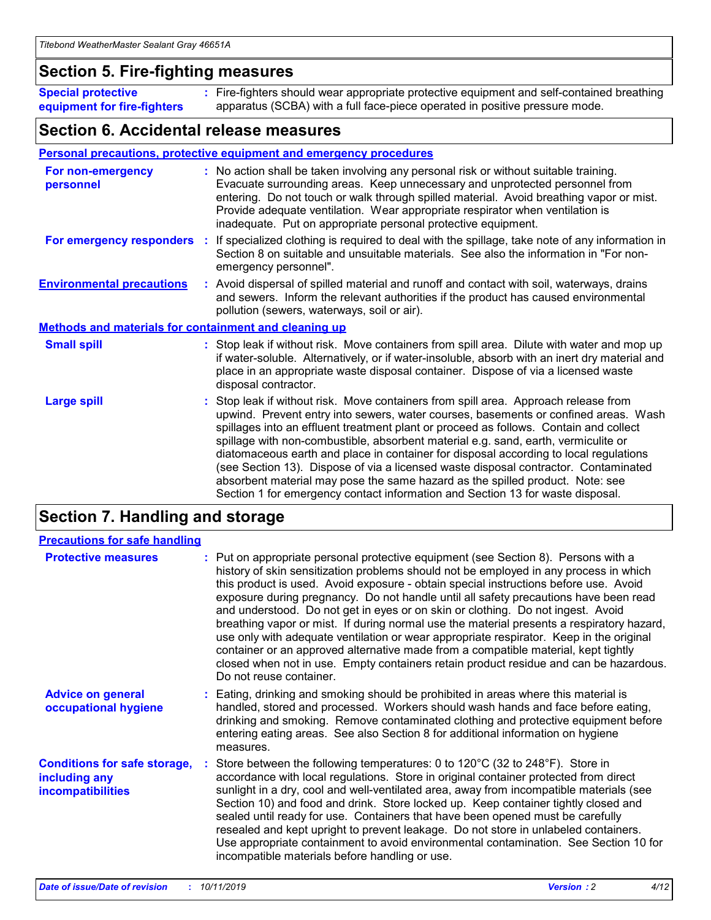## Section 5. Fire-fighting measures

**Special protective equipment for fire-fighters** : Fire-fighters should wear appropriate protective equipment and self-contained breathing apparatus (SCBA) with a full face-piece operated in positive pressure mode.

## Section 6. Accidental release measures

### Personal precautions, protective equipment and emergency procedures

**For non-emergency personnel** : No action shall be taken involving any personal risk or without suitable training. Evacuate surrounding areas. Keep unnecessary and unprotected personnel from entering. Do not touch or walk through spilled material. Avoid breathing vapor or mist. Provide adequate ventilation. Wear appropriate respirator when ventilation is inadequate. Put on appropriate personal protective equipment.

**For emergency responders** : If specialized clothing is required to deal with the spillage, take note of any information in Section 8 on suitable and unsuitable materials. See also the information in "For non-emergency personnel".

**Environmental precautions** : Avoid dispersal of spilled material and runoff and contact with soil, waterways, drains and sewers. Inform the relevant authorities if the product has caused environmental pollution (sewers, waterways, soil or air).

### Methods and materials for containment and cleaning up

**Small spill** : Stop leak if without risk. Move containers from spill area. Dilute with water and mop up if water-soluble. Alternatively, or if water-insoluble, absorb with an inert dry material and place in an appropriate waste disposal container. Dispose of via a licensed waste disposal contractor.

**Large spill** : Stop leak if without risk. Move containers from spill area. Approach release from upwind. Prevent entry into sewers, water courses, basements or confined areas. Wash spillages into an effluent treatment plant or proceed as follows. Contain and collect spillage with non-combustible, absorbent material e.g. sand, earth, vermiculite or diatomaceous earth and place in container for disposal according to local regulations (see Section 13). Dispose of via a licensed waste disposal contractor. Contaminated absorbent material may pose the same hazard as the spilled product. Note: see Section 1 for emergency contact information and Section 13 for waste disposal.

## Section 7. Handling and storage

### Precautions for safe handling

**Protective measures** : Put on appropriate personal protective equipment (see Section 8). Persons with a history of skin sensitization problems should not be employed in any process in which this product is used. Avoid exposure - obtain special instructions before use. Avoid exposure during pregnancy. Do not handle until all safety precautions have been read and understood. Do not get in eyes or on skin or clothing. Do not ingest. Avoid breathing vapor or mist. If during normal use the material presents a respiratory hazard, use only with adequate ventilation or wear appropriate respirator. Keep in the original container or an approved alternative made from a compatible material, kept tightly closed when not in use. Empty containers retain product residue and can be hazardous. Do not reuse container.

**Advice on general occupational hygiene** : Eating, drinking and smoking should be prohibited in areas where this material is handled, stored and processed. Workers should wash hands and face before eating, drinking and smoking. Remove contaminated clothing and protective equipment before entering eating areas. See also Section 8 for additional information on hygiene measures.

**Conditions for safe storage, including any incompatibilities** : Store between the following temperatures: 0 to 120°C (32 to 248°F). Store in accordance with local regulations. Store in original container protected from direct sunlight in a dry, cool and well-ventilated area, away from incompatible materials (see Section 10) and food and drink. Store locked up. Keep container tightly closed and sealed until ready for use. Containers that have been opened must be carefully resealed and kept upright to prevent leakage. Do not store in unlabeled containers. Use appropriate containment to avoid environmental contamination. See Section 10 for incompatible materials before handling or use.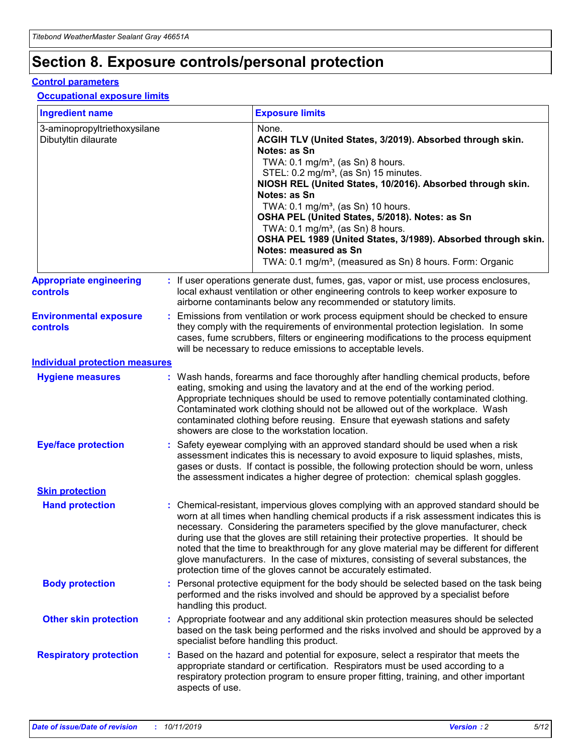# Section 8. Exposure controls/personal protection

## Control parameters

### Occupational exposure limits

| Ingredient name | Exposure limits |
|---|---|
| 3-aminopropyltriethoxysilane<br>Dibutyltin dilaurate | None.<br>**ACGIH TLV (United States, 3/2019). Absorbed through skin. Notes: as Sn**<br>TWA: 0.1 mg/m³, (as Sn) 8 hours.<br>STEL: 0.2 mg/m³, (as Sn) 15 minutes.<br>**NIOSH REL (United States, 10/2016). Absorbed through skin. Notes: as Sn**<br>TWA: 0.1 mg/m³, (as Sn) 10 hours.<br>**OSHA PEL (United States, 5/2018). Notes: as Sn**<br>TWA: 0.1 mg/m³, (as Sn) 8 hours.<br>**OSHA PEL 1989 (United States, 3/1989). Absorbed through skin. Notes: measured as Sn**<br>TWA: 0.1 mg/m³, (measured as Sn) 8 hours. Form: Organic |

**Appropriate engineering controls** : If user operations generate dust, fumes, gas, vapor or mist, use process enclosures, local exhaust ventilation or other engineering controls to keep worker exposure to airborne contaminants below any recommended or statutory limits.

**Environmental exposure controls** : Emissions from ventilation or work process equipment should be checked to ensure they comply with the requirements of environmental protection legislation. In some cases, fume scrubbers, filters or engineering modifications to the process equipment will be necessary to reduce emissions to acceptable levels.

## Individual protection measures

**Hygiene measures** : Wash hands, forearms and face thoroughly after handling chemical products, before eating, smoking and using the lavatory and at the end of the working period. Appropriate techniques should be used to remove potentially contaminated clothing. Contaminated work clothing should not be allowed out of the workplace. Wash contaminated clothing before reusing. Ensure that eyewash stations and safety showers are close to the workstation location.

**Eye/face protection** : Safety eyewear complying with an approved standard should be used when a risk assessment indicates this is necessary to avoid exposure to liquid splashes, mists, gases or dusts. If contact is possible, the following protection should be worn, unless the assessment indicates a higher degree of protection: chemical splash goggles.

### Skin protection

**Hand protection** : Chemical-resistant, impervious gloves complying with an approved standard should be worn at all times when handling chemical products if a risk assessment indicates this is necessary. Considering the parameters specified by the glove manufacturer, check during use that the gloves are still retaining their protective properties. It should be noted that the time to breakthrough for any glove material may be different for different glove manufacturers. In the case of mixtures, consisting of several substances, the protection time of the gloves cannot be accurately estimated.

**Body protection** : Personal protective equipment for the body should be selected based on the task being performed and the risks involved and should be approved by a specialist before handling this product.

**Other skin protection** : Appropriate footwear and any additional skin protection measures should be selected based on the task being performed and the risks involved and should be approved by a specialist before handling this product.

**Respiratory protection** : Based on the hazard and potential for exposure, select a respirator that meets the appropriate standard or certification. Respirators must be used according to a respiratory protection program to ensure proper fitting, training, and other important aspects of use.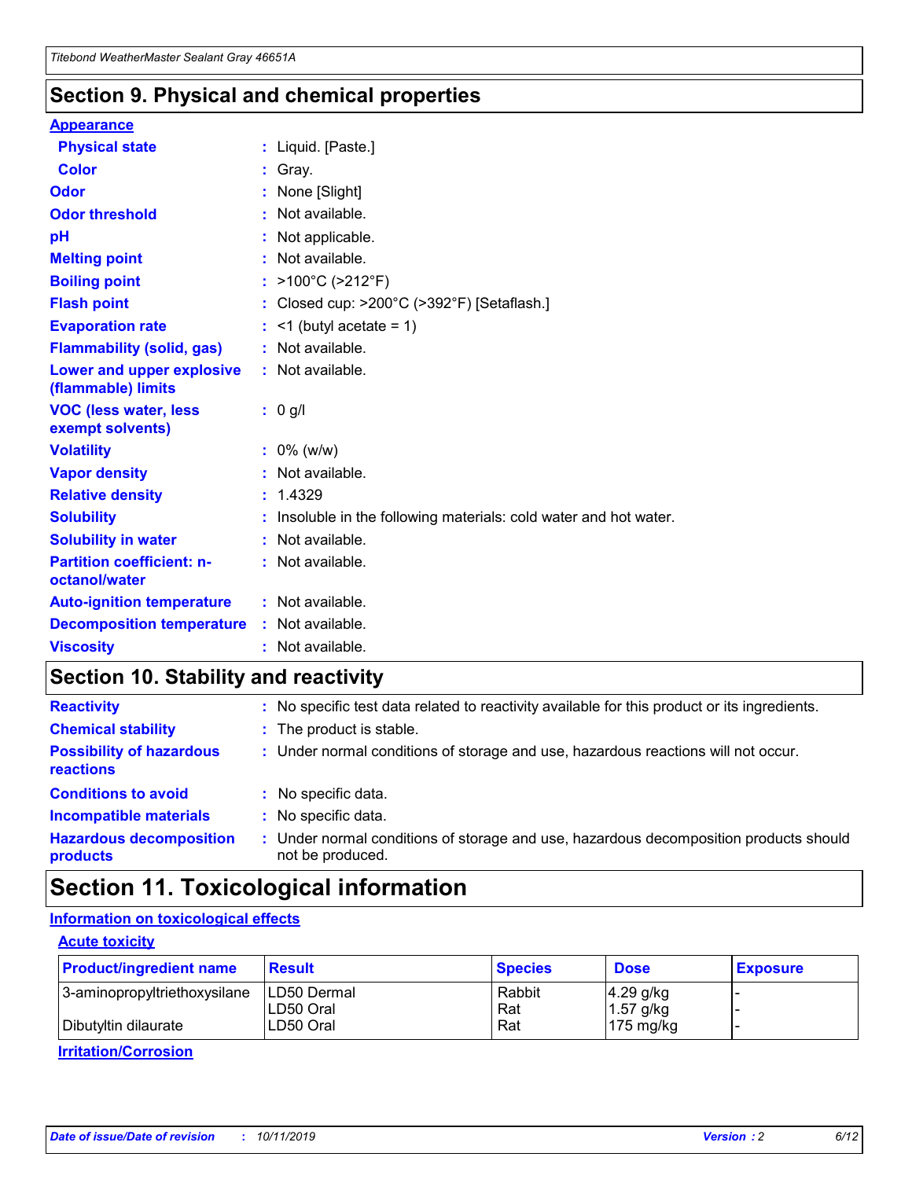## Section 9. Physical and chemical properties

**Appearance**

| | | |
|---|---|---|
| **Physical state** | : | Liquid. [Paste.] |
| **Color** | : | Gray. |
| **Odor** | : | None [Slight] |
| **Odor threshold** | : | Not available. |
| **pH** | : | Not applicable. |
| **Melting point** | : | Not available. |
| **Boiling point** | : | >100°C (>212°F) |
| **Flash point** | : | Closed cup: >200°C (>392°F) [Setaflash.] |
| **Evaporation rate** | : | <1 (butyl acetate = 1) |
| **Flammability (solid, gas)** | : | Not available. |
| **Lower and upper explosive (flammable) limits** | : | Not available. |
| **VOC (less water, less exempt solvents)** | : | 0 g/l |
| **Volatility** | : | 0% (w/w) |
| **Vapor density** | : | Not available. |
| **Relative density** | : | 1.4329 |
| **Solubility** | : | Insoluble in the following materials: cold water and hot water. |
| **Solubility in water** | : | Not available. |
| **Partition coefficient: n-octanol/water** | : | Not available. |
| **Auto-ignition temperature** | : | Not available. |
| **Decomposition temperature** | : | Not available. |
| **Viscosity** | : | Not available. |

## Section 10. Stability and reactivity

| | | |
|---|---|---|
| **Reactivity** | : | No specific test data related to reactivity available for this product or its ingredients. |
| **Chemical stability** | : | The product is stable. |
| **Possibility of hazardous reactions** | : | Under normal conditions of storage and use, hazardous reactions will not occur. |
| **Conditions to avoid** | : | No specific data. |
| **Incompatible materials** | : | No specific data. |
| **Hazardous decomposition products** | : | Under normal conditions of storage and use, hazardous decomposition products should not be produced. |

## Section 11. Toxicological information

**Information on toxicological effects**

**Acute toxicity**

| Product/ingredient name | Result | Species | Dose | Exposure |
|---|---|---|---|---|
| 3-aminopropyltriethoxysilane | LD50 Dermal | Rabbit | 4.29 g/kg | - |
| | LD50 Oral | Rat | 1.57 g/kg | - |
| Dibutyltin dilaurate | LD50 Oral | Rat | 175 mg/kg | - |

**Irritation/Corrosion**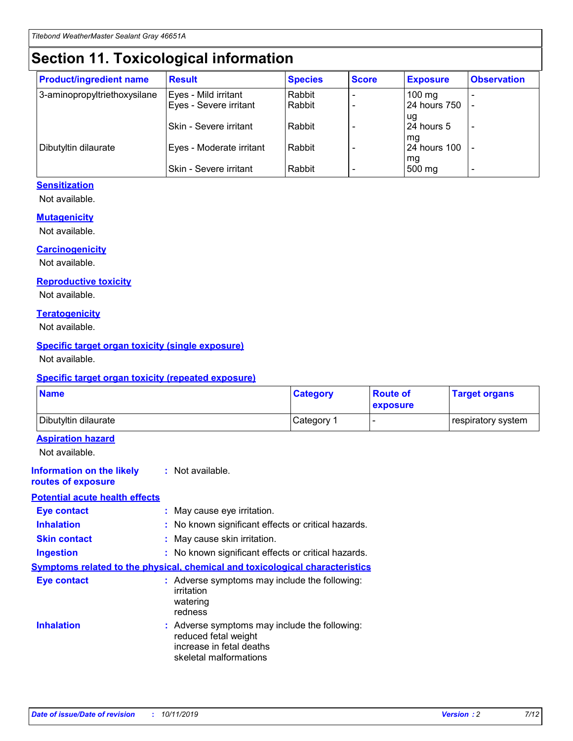# Section 11. Toxicological information

| Product/ingredient name | Result | Species | Score | Exposure | Observation |
|---|---|---|---|---|---|
| 3-aminopropyltriethoxysilane | Eyes - Mild irritant | Rabbit | - | 100 mg | - |
| | Eyes - Severe irritant | Rabbit | - | 24 hours 750 ug | - |
| | Skin - Severe irritant | Rabbit | - | 24 hours 5 mg | - |
| Dibutyltin dilaurate | Eyes - Moderate irritant | Rabbit | - | 24 hours 100 mg | - |
| | Skin - Severe irritant | Rabbit | - | 500 mg | - |

### Sensitization

Not available.

### Mutagenicity

Not available.

### Carcinogenicity

Not available.

### Reproductive toxicity

Not available.

### Teratogenicity

Not available.

### Specific target organ toxicity (single exposure)

Not available.

### Specific target organ toxicity (repeated exposure)

| Name | Category | Route of exposure | Target organs |
|---|---|---|---|
| Dibutyltin dilaurate | Category 1 | - | respiratory system |

### Aspiration hazard

Not available.

**Information on the likely routes of exposure** : Not available.

### Potential acute health effects

**Eye contact** : May cause eye irritation.

**Inhalation** : No known significant effects or critical hazards.

**Skin contact** : May cause skin irritation.

**Ingestion** : No known significant effects or critical hazards.

### Symptoms related to the physical, chemical and toxicological characteristics

**Eye contact** : Adverse symptoms may include the following:
irritation
watering
redness

**Inhalation** : Adverse symptoms may include the following:
reduced fetal weight
increase in fetal deaths
skeletal malformations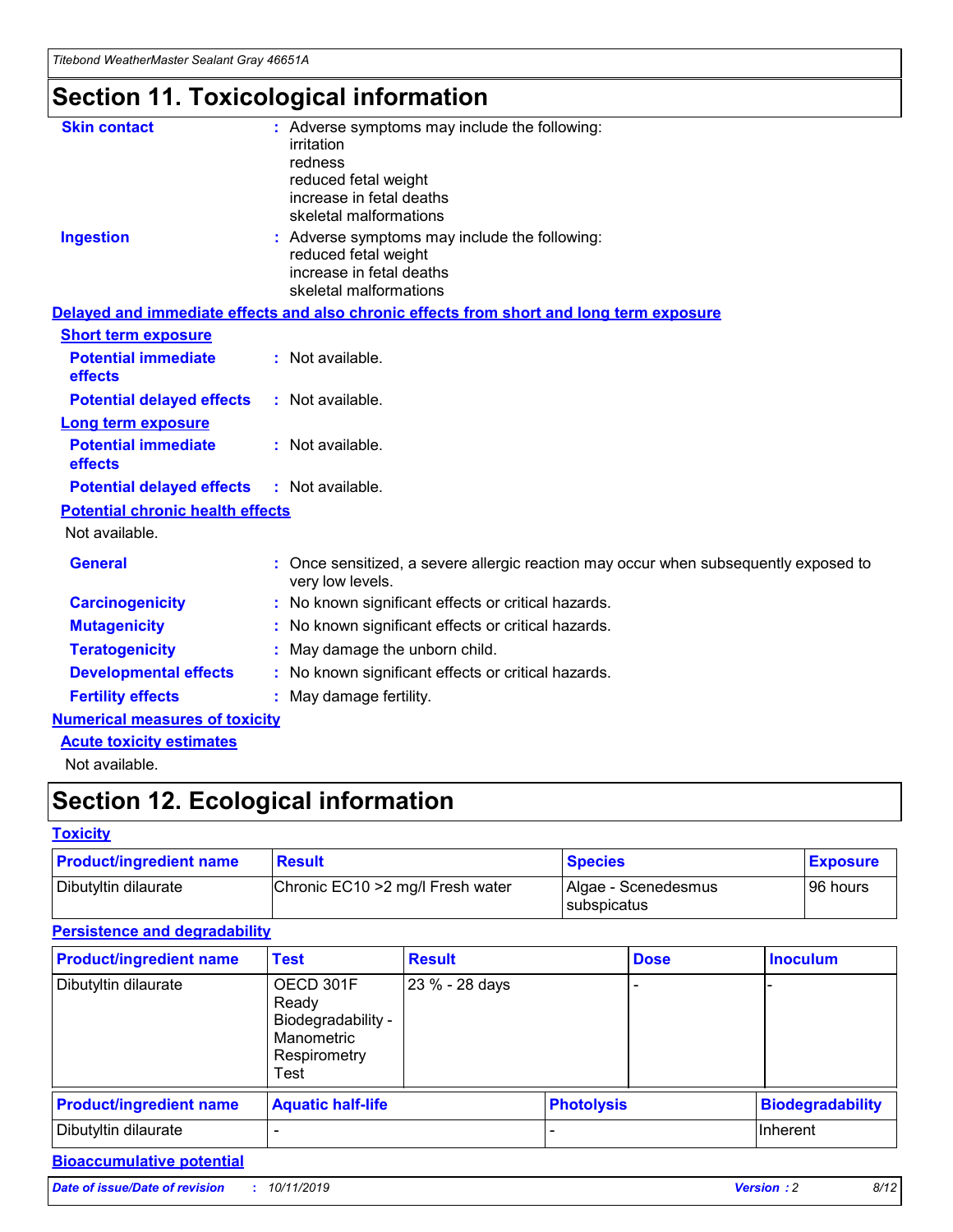# Section 11. Toxicological information

**Skin contact** : Adverse symptoms may include the following:
irritation
redness
reduced fetal weight
increase in fetal deaths
skeletal malformations

**Ingestion** : Adverse symptoms may include the following:
reduced fetal weight
increase in fetal deaths
skeletal malformations

## Delayed and immediate effects and also chronic effects from short and long term exposure

### Short term exposure

**Potential immediate effects** : Not available.

**Potential delayed effects** : Not available.

### Long term exposure

**Potential immediate effects** : Not available.

**Potential delayed effects** : Not available.

### Potential chronic health effects

Not available.

**General** : Once sensitized, a severe allergic reaction may occur when subsequently exposed to very low levels.

**Carcinogenicity** : No known significant effects or critical hazards.

**Mutagenicity** : No known significant effects or critical hazards.

**Teratogenicity** : May damage the unborn child.

**Developmental effects** : No known significant effects or critical hazards.

**Fertility effects** : May damage fertility.

## Numerical measures of toxicity

### Acute toxicity estimates

Not available.

# Section 12. Ecological information

## Toxicity

| Product/ingredient name | Result | Species | Exposure |
|---|---|---|---|
| Dibutyltin dilaurate | Chronic EC10 >2 mg/l Fresh water | Algae - Scenedesmus subspicatus | 96 hours |

## Persistence and degradability

| Product/ingredient name | Test | Result | Dose | Inoculum |
|---|---|---|---|---|
| Dibutyltin dilaurate | OECD 301F Ready Biodegradability - Manometric Respirometry Test | 23 % - 28 days | - | - |

| Product/ingredient name | Aquatic half-life | Photolysis | Biodegradability |
|---|---|---|---|
| Dibutyltin dilaurate | - | - | Inherent |

## Bioaccumulative potential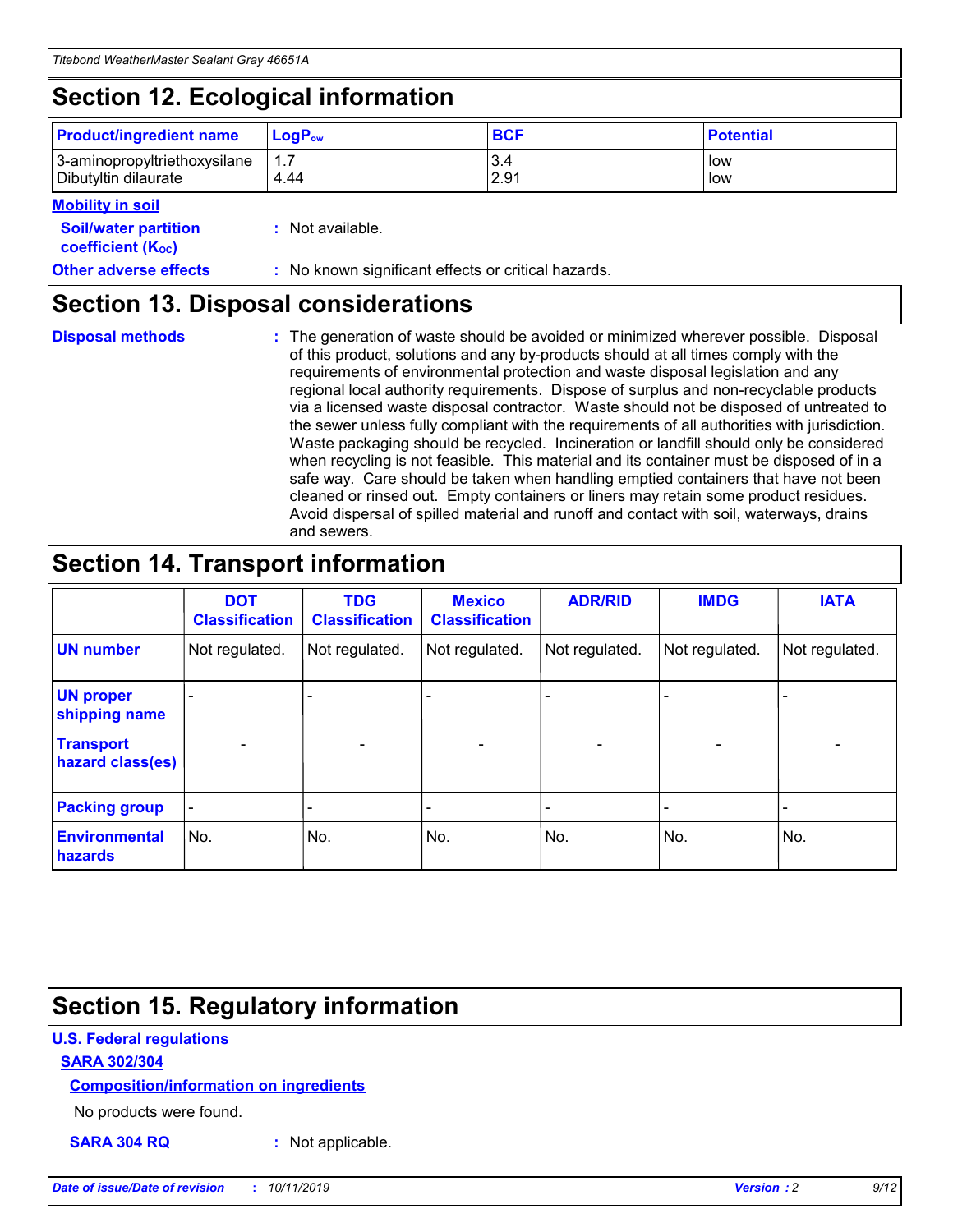## Section 12. Ecological information

| Product/ingredient name | $LogP_{ow}$ | BCF | Potential |
|---|---|---|---|
| 3-aminopropyltriethoxysilane | 1.7 | 3.4 | low |
| Dibutyltin dilaurate | 4.44 | 2.91 | low |

**Mobility in soil**

**Soil/water partition coefficient ($K_{OC}$)** : Not available.

**Other adverse effects** : No known significant effects or critical hazards.

## Section 13. Disposal considerations

**Disposal methods** : The generation of waste should be avoided or minimized wherever possible. Disposal of this product, solutions and any by-products should at all times comply with the requirements of environmental protection and waste disposal legislation and any regional local authority requirements. Dispose of surplus and non-recyclable products via a licensed waste disposal contractor. Waste should not be disposed of untreated to the sewer unless fully compliant with the requirements of all authorities with jurisdiction. Waste packaging should be recycled. Incineration or landfill should only be considered when recycling is not feasible. This material and its container must be disposed of in a safe way. Care should be taken when handling emptied containers that have not been cleaned or rinsed out. Empty containers or liners may retain some product residues. Avoid dispersal of spilled material and runoff and contact with soil, waterways, drains and sewers.

## Section 14. Transport information

| | DOT Classification | TDG Classification | Mexico Classification | ADR/RID | IMDG | IATA |
|---|---|---|---|---|---|---|
| UN number | Not regulated. | Not regulated. | Not regulated. | Not regulated. | Not regulated. | Not regulated. |
| UN proper shipping name | - | - | - | - | - | - |
| Transport hazard class(es) | - | - | - | - | - | - |
| Packing group | - | - | - | - | - | - |
| Environmental hazards | No. | No. | No. | No. | No. | No. |

## Section 15. Regulatory information

**U.S. Federal regulations**

**SARA 302/304**

**Composition/information on ingredients**

No products were found.

**SARA 304 RQ** : Not applicable.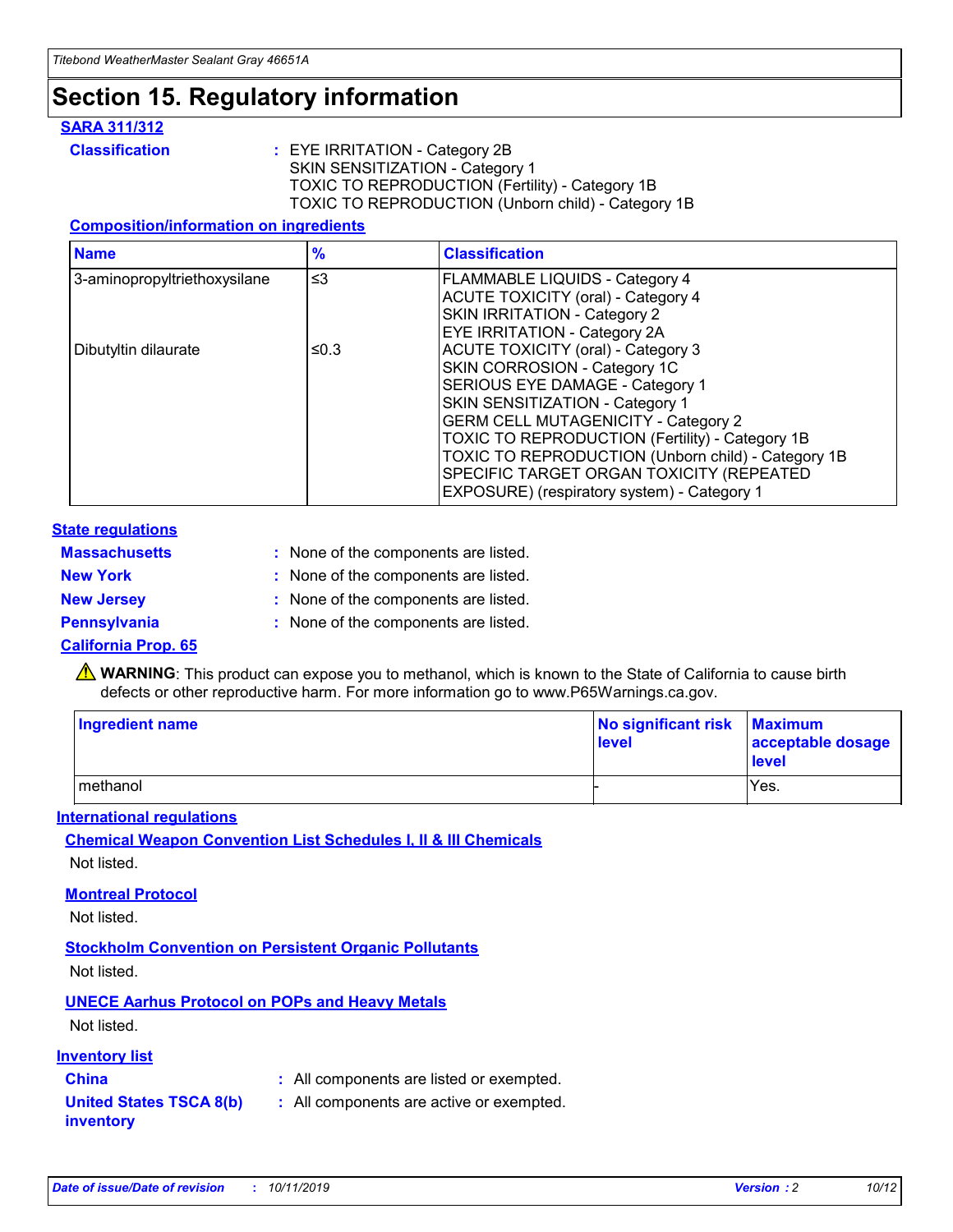# Section 15. Regulatory information

## SARA 311/312

**Classification** : EYE IRRITATION - Category 2B
SKIN SENSITIZATION - Category 1
TOXIC TO REPRODUCTION (Fertility) - Category 1B
TOXIC TO REPRODUCTION (Unborn child) - Category 1B

### Composition/information on ingredients

| Name | % | Classification |
|---|---|---|
| 3-aminopropyltriethoxysilane | ≤3 | FLAMMABLE LIQUIDS - Category 4<br>ACUTE TOXICITY (oral) - Category 4<br>SKIN IRRITATION - Category 2<br>EYE IRRITATION - Category 2A |
| Dibutyltin dilaurate | ≤0.3 | ACUTE TOXICITY (oral) - Category 3<br>SKIN CORROSION - Category 1C<br>SERIOUS EYE DAMAGE - Category 1<br>SKIN SENSITIZATION - Category 1<br>GERM CELL MUTAGENICITY - Category 2<br>TOXIC TO REPRODUCTION (Fertility) - Category 1B<br>TOXIC TO REPRODUCTION (Unborn child) - Category 1B<br>SPECIFIC TARGET ORGAN TOXICITY (REPEATED EXPOSURE) (respiratory system) - Category 1 |

## State regulations

**Massachusetts** : None of the components are listed.

**New York** : None of the components are listed.

**New Jersey** : None of the components are listed.

**Pennsylvania** : None of the components are listed.

## California Prop. 65

⚠ **WARNING**: This product can expose you to methanol, which is known to the State of California to cause birth defects or other reproductive harm. For more information go to www.P65Warnings.ca.gov.

| Ingredient name | No significant risk level | Maximum acceptable dosage level |
|---|---|---|
| methanol | - | Yes. |

## International regulations

### Chemical Weapon Convention List Schedules I, II & III Chemicals

Not listed.

### Montreal Protocol

Not listed.

### Stockholm Convention on Persistent Organic Pollutants

Not listed.

### UNECE Aarhus Protocol on POPs and Heavy Metals

Not listed.

## Inventory list

**China** : All components are listed or exempted.

**United States TSCA 8(b) inventory** : All components are active or exempted.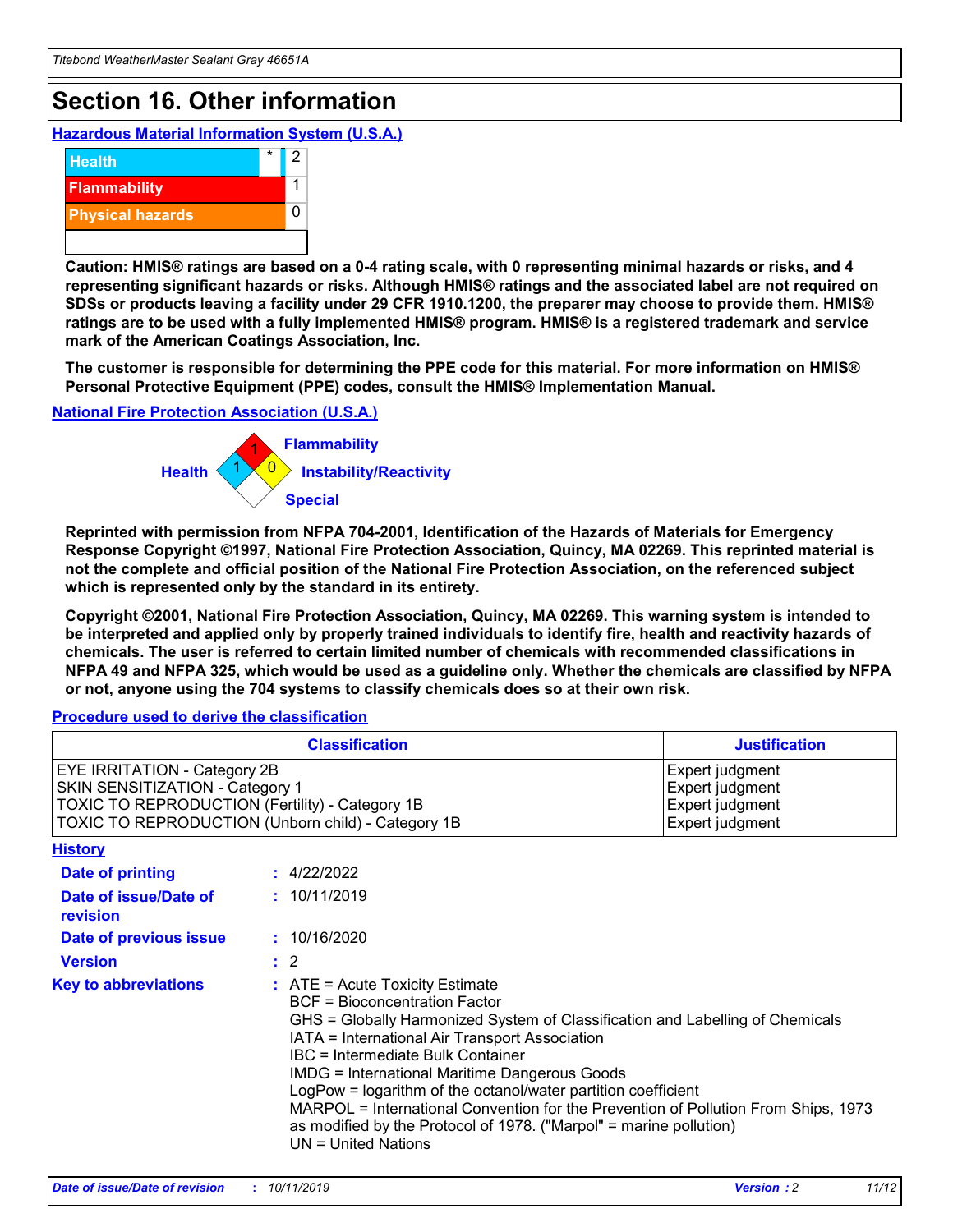# Section 16. Other information

## Hazardous Material Information System (U.S.A.)

| | | |
|---|---|---|
| Health | * | 2 |
| Flammability | | 1 |
| Physical hazards | | 0 |

**Caution: HMIS® ratings are based on a 0-4 rating scale, with 0 representing minimal hazards or risks, and 4 representing significant hazards or risks. Although HMIS® ratings and the associated label are not required on SDSs or products leaving a facility under 29 CFR 1910.1200, the preparer may choose to provide them. HMIS® ratings are to be used with a fully implemented HMIS® program. HMIS® is a registered trademark and service mark of the American Coatings Association, Inc.**

**The customer is responsible for determining the PPE code for this material. For more information on HMIS® Personal Protective Equipment (PPE) codes, consult the HMIS® Implementation Manual.**

## National Fire Protection Association (U.S.A.)

Flammability: 1
Health: 1
Instability/Reactivity: 0
Special:

**Reprinted with permission from NFPA 704-2001, Identification of the Hazards of Materials for Emergency Response Copyright ©1997, National Fire Protection Association, Quincy, MA 02269. This reprinted material is not the complete and official position of the National Fire Protection Association, on the referenced subject which is represented only by the standard in its entirety.**

**Copyright ©2001, National Fire Protection Association, Quincy, MA 02269. This warning system is intended to be interpreted and applied only by properly trained individuals to identify fire, health and reactivity hazards of chemicals. The user is referred to certain limited number of chemicals with recommended classifications in NFPA 49 and NFPA 325, which would be used as a guideline only. Whether the chemicals are classified by NFPA or not, anyone using the 704 systems to classify chemicals does so at their own risk.**

## Procedure used to derive the classification

| Classification | Justification |
|---|---|
| EYE IRRITATION - Category 2B | Expert judgment |
| SKIN SENSITIZATION - Category 1 | Expert judgment |
| TOXIC TO REPRODUCTION (Fertility) - Category 1B | Expert judgment |
| TOXIC TO REPRODUCTION (Unborn child) - Category 1B | Expert judgment |

## History

**Date of printing** : 4/22/2022

**Date of issue/Date of revision** : 10/11/2019

**Date of previous issue** : 10/16/2020

**Version** : 2

**Key to abbreviations** : ATE = Acute Toxicity Estimate
BCF = Bioconcentration Factor
GHS = Globally Harmonized System of Classification and Labelling of Chemicals
IATA = International Air Transport Association
IBC = Intermediate Bulk Container
IMDG = International Maritime Dangerous Goods
LogPow = logarithm of the octanol/water partition coefficient
MARPOL = International Convention for the Prevention of Pollution From Ships, 1973 as modified by the Protocol of 1978. ("Marpol" = marine pollution)
UN = United Nations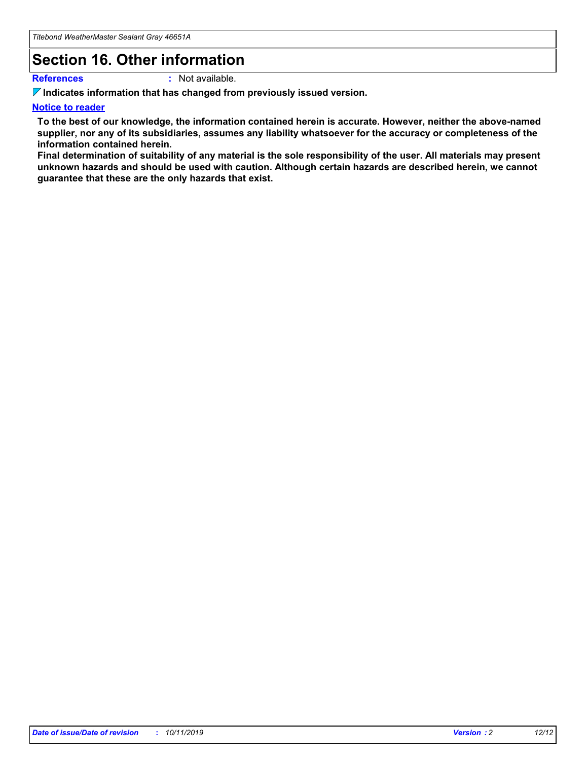# Section 16. Other information

**References** : Not available.

**Indicates information that has changed from previously issued version.**

**Notice to reader**

**To the best of our knowledge, the information contained herein is accurate. However, neither the above-named supplier, nor any of its subsidiaries, assumes any liability whatsoever for the accuracy or completeness of the information contained herein.**

**Final determination of suitability of any material is the sole responsibility of the user. All materials may present unknown hazards and should be used with caution. Although certain hazards are described herein, we cannot guarantee that these are the only hazards that exist.**